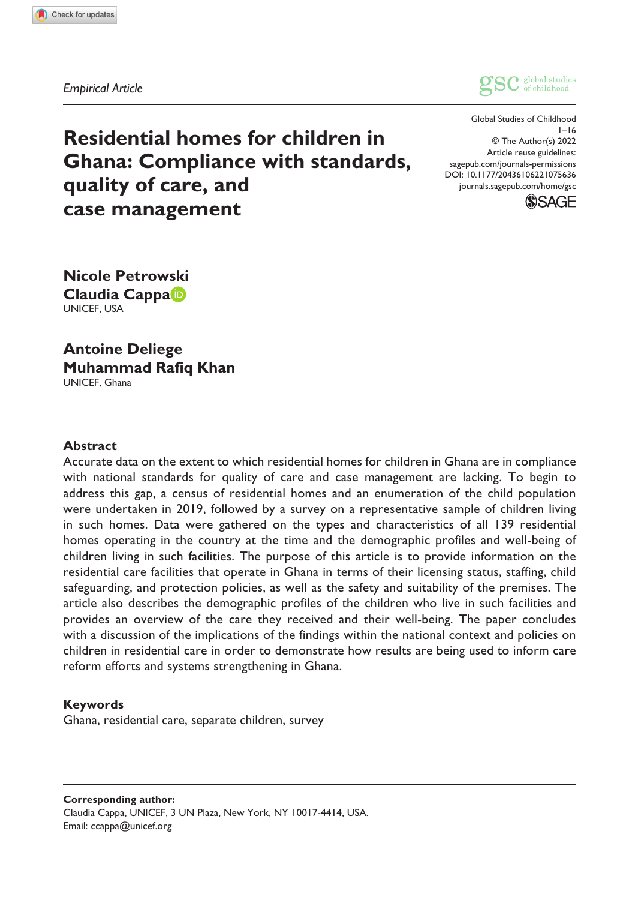*Empirical Article*

# Residential homes for children in Ghana: Compliance with standards, quality of care, and case management

Global Studies of Childhood
1–16
© The Author(s) 2022
Article reuse guidelines:
sagepub.com/journals-permissions
DOI: 10.1177/20436106221075636
journals.sagepub.com/home/gsc

**Nicole Petrowski**
**Claudia Cappa**
UNICEF, USA

**Antoine Deliege**
**Muhammad Rafiq Khan**
UNICEF, Ghana

## Abstract

Accurate data on the extent to which residential homes for children in Ghana are in compliance with national standards for quality of care and case management are lacking. To begin to address this gap, a census of residential homes and an enumeration of the child population were undertaken in 2019, followed by a survey on a representative sample of children living in such homes. Data were gathered on the types and characteristics of all 139 residential homes operating in the country at the time and the demographic profiles and well-being of children living in such facilities. The purpose of this article is to provide information on the residential care facilities that operate in Ghana in terms of their licensing status, staffing, child safeguarding, and protection policies, as well as the safety and suitability of the premises. The article also describes the demographic profiles of the children who live in such facilities and provides an overview of the care they received and their well-being. The paper concludes with a discussion of the implications of the findings within the national context and policies on children in residential care in order to demonstrate how results are being used to inform care reform efforts and systems strengthening in Ghana.

## Keywords

Ghana, residential care, separate children, survey

**Corresponding author:**
Claudia Cappa, UNICEF, 3 UN Plaza, New York, NY 10017-4414, USA.
Email: ccappa@unicef.org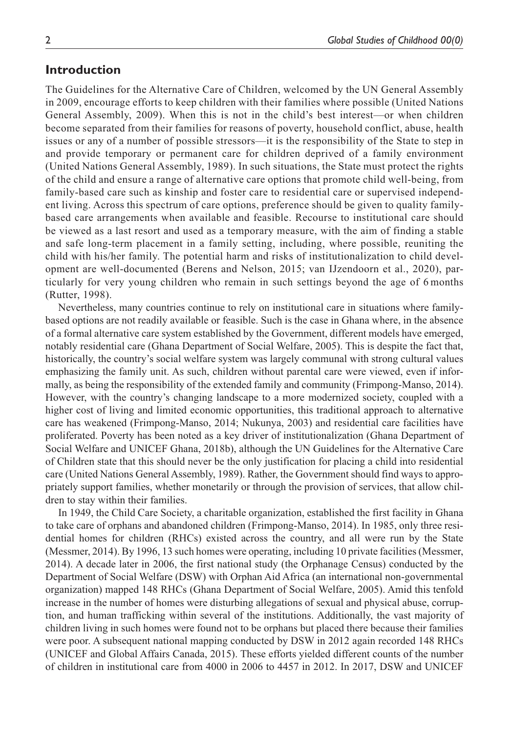## Introduction

The Guidelines for the Alternative Care of Children, welcomed by the UN General Assembly in 2009, encourage efforts to keep children with their families where possible (United Nations General Assembly, 2009). When this is not in the child's best interest—or when children become separated from their families for reasons of poverty, household conflict, abuse, health issues or any of a number of possible stressors—it is the responsibility of the State to step in and provide temporary or permanent care for children deprived of a family environment (United Nations General Assembly, 1989). In such situations, the State must protect the rights of the child and ensure a range of alternative care options that promote child well-being, from family-based care such as kinship and foster care to residential care or supervised independent living. Across this spectrum of care options, preference should be given to quality family-based care arrangements when available and feasible. Recourse to institutional care should be viewed as a last resort and used as a temporary measure, with the aim of finding a stable and safe long-term placement in a family setting, including, where possible, reuniting the child with his/her family. The potential harm and risks of institutionalization to child development are well-documented (Berens and Nelson, 2015; van IJzendoorn et al., 2020), particularly for very young children who remain in such settings beyond the age of 6 months (Rutter, 1998).

Nevertheless, many countries continue to rely on institutional care in situations where family-based options are not readily available or feasible. Such is the case in Ghana where, in the absence of a formal alternative care system established by the Government, different models have emerged, notably residential care (Ghana Department of Social Welfare, 2005). This is despite the fact that, historically, the country's social welfare system was largely communal with strong cultural values emphasizing the family unit. As such, children without parental care were viewed, even if informally, as being the responsibility of the extended family and community (Frimpong-Manso, 2014). However, with the country's changing landscape to a more modernized society, coupled with a higher cost of living and limited economic opportunities, this traditional approach to alternative care has weakened (Frimpong-Manso, 2014; Nukunya, 2003) and residential care facilities have proliferated. Poverty has been noted as a key driver of institutionalization (Ghana Department of Social Welfare and UNICEF Ghana, 2018b), although the UN Guidelines for the Alternative Care of Children state that this should never be the only justification for placing a child into residential care (United Nations General Assembly, 1989). Rather, the Government should find ways to appropriately support families, whether monetarily or through the provision of services, that allow children to stay within their families.

In 1949, the Child Care Society, a charitable organization, established the first facility in Ghana to take care of orphans and abandoned children (Frimpong-Manso, 2014). In 1985, only three residential homes for children (RHCs) existed across the country, and all were run by the State (Messmer, 2014). By 1996, 13 such homes were operating, including 10 private facilities (Messmer, 2014). A decade later in 2006, the first national study (the Orphanage Census) conducted by the Department of Social Welfare (DSW) with Orphan Aid Africa (an international non-governmental organization) mapped 148 RHCs (Ghana Department of Social Welfare, 2005). Amid this tenfold increase in the number of homes were disturbing allegations of sexual and physical abuse, corruption, and human trafficking within several of the institutions. Additionally, the vast majority of children living in such homes were found not to be orphans but placed there because their families were poor. A subsequent national mapping conducted by DSW in 2012 again recorded 148 RHCs (UNICEF and Global Affairs Canada, 2015). These efforts yielded different counts of the number of children in institutional care from 4000 in 2006 to 4457 in 2012. In 2017, DSW and UNICEF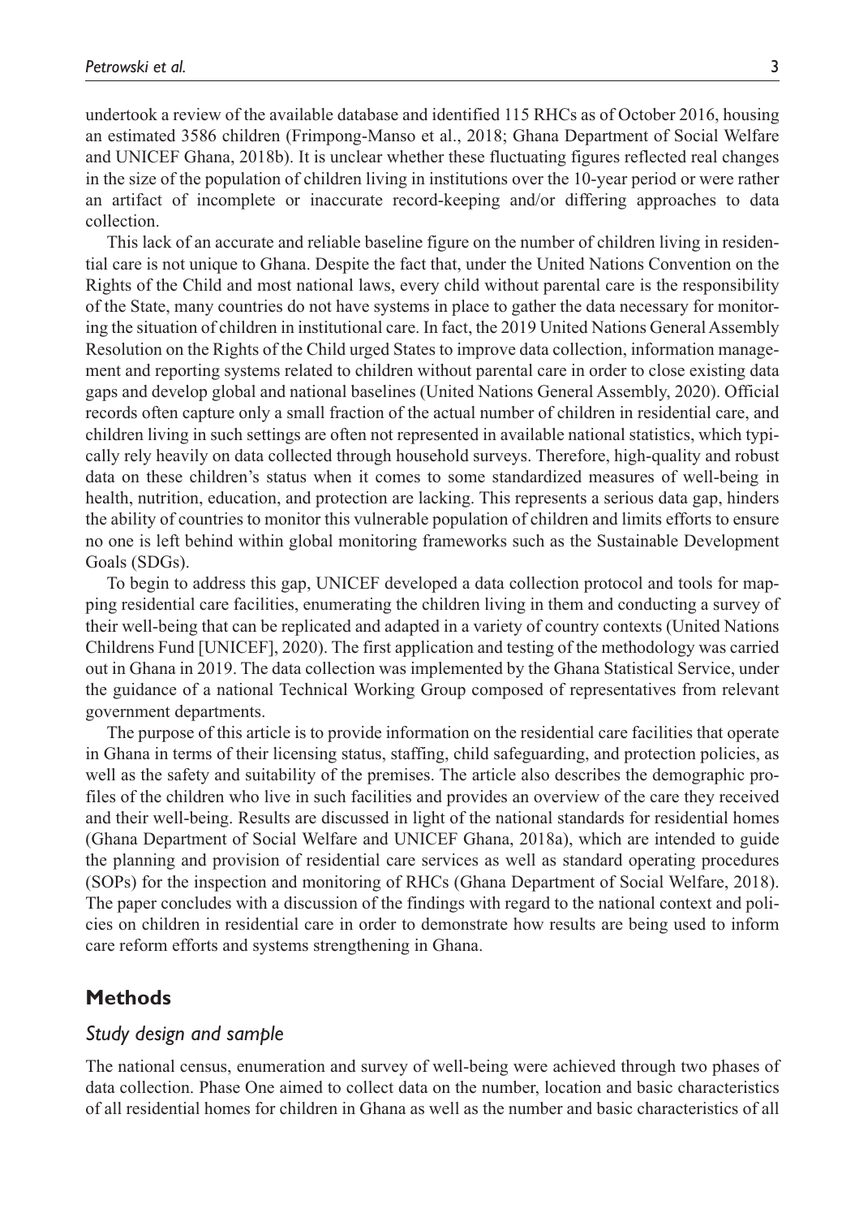undertook a review of the available database and identified 115 RHCs as of October 2016, housing an estimated 3586 children (Frimpong-Manso et al., 2018; Ghana Department of Social Welfare and UNICEF Ghana, 2018b). It is unclear whether these fluctuating figures reflected real changes in the size of the population of children living in institutions over the 10-year period or were rather an artifact of incomplete or inaccurate record-keeping and/or differing approaches to data collection.

This lack of an accurate and reliable baseline figure on the number of children living in residential care is not unique to Ghana. Despite the fact that, under the United Nations Convention on the Rights of the Child and most national laws, every child without parental care is the responsibility of the State, many countries do not have systems in place to gather the data necessary for monitoring the situation of children in institutional care. In fact, the 2019 United Nations General Assembly Resolution on the Rights of the Child urged States to improve data collection, information management and reporting systems related to children without parental care in order to close existing data gaps and develop global and national baselines (United Nations General Assembly, 2020). Official records often capture only a small fraction of the actual number of children in residential care, and children living in such settings are often not represented in available national statistics, which typically rely heavily on data collected through household surveys. Therefore, high-quality and robust data on these children's status when it comes to some standardized measures of well-being in health, nutrition, education, and protection are lacking. This represents a serious data gap, hinders the ability of countries to monitor this vulnerable population of children and limits efforts to ensure no one is left behind within global monitoring frameworks such as the Sustainable Development Goals (SDGs).

To begin to address this gap, UNICEF developed a data collection protocol and tools for mapping residential care facilities, enumerating the children living in them and conducting a survey of their well-being that can be replicated and adapted in a variety of country contexts (United Nations Childrens Fund [UNICEF], 2020). The first application and testing of the methodology was carried out in Ghana in 2019. The data collection was implemented by the Ghana Statistical Service, under the guidance of a national Technical Working Group composed of representatives from relevant government departments.

The purpose of this article is to provide information on the residential care facilities that operate in Ghana in terms of their licensing status, staffing, child safeguarding, and protection policies, as well as the safety and suitability of the premises. The article also describes the demographic profiles of the children who live in such facilities and provides an overview of the care they received and their well-being. Results are discussed in light of the national standards for residential homes (Ghana Department of Social Welfare and UNICEF Ghana, 2018a), which are intended to guide the planning and provision of residential care services as well as standard operating procedures (SOPs) for the inspection and monitoring of RHCs (Ghana Department of Social Welfare, 2018). The paper concludes with a discussion of the findings with regard to the national context and policies on children in residential care in order to demonstrate how results are being used to inform care reform efforts and systems strengthening in Ghana.

## Methods

### *Study design and sample*

The national census, enumeration and survey of well-being were achieved through two phases of data collection. Phase One aimed to collect data on the number, location and basic characteristics of all residential homes for children in Ghana as well as the number and basic characteristics of all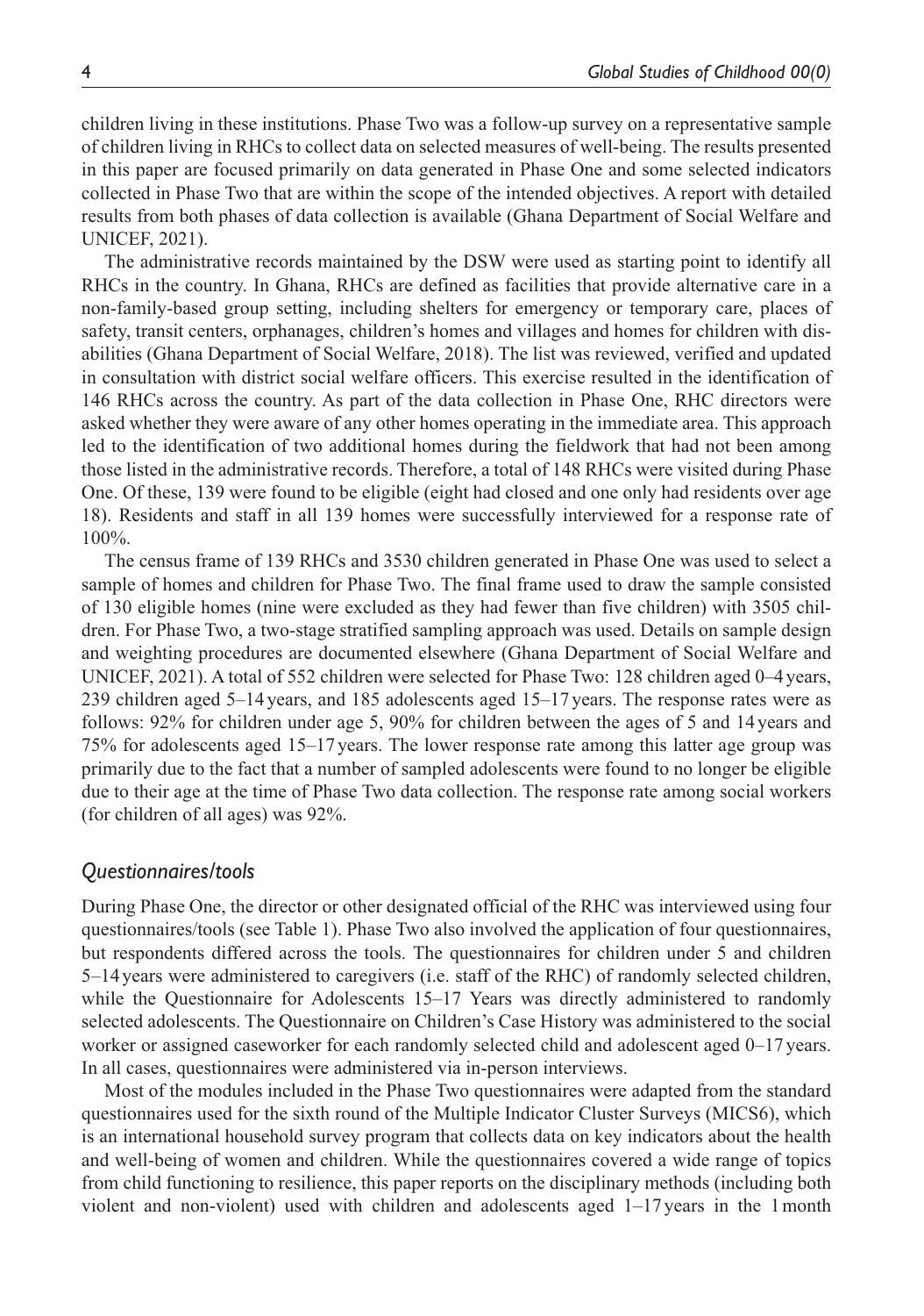children living in these institutions. Phase Two was a follow-up survey on a representative sample of children living in RHCs to collect data on selected measures of well-being. The results presented in this paper are focused primarily on data generated in Phase One and some selected indicators collected in Phase Two that are within the scope of the intended objectives. A report with detailed results from both phases of data collection is available (Ghana Department of Social Welfare and UNICEF, 2021).

The administrative records maintained by the DSW were used as starting point to identify all RHCs in the country. In Ghana, RHCs are defined as facilities that provide alternative care in a non-family-based group setting, including shelters for emergency or temporary care, places of safety, transit centers, orphanages, children's homes and villages and homes for children with disabilities (Ghana Department of Social Welfare, 2018). The list was reviewed, verified and updated in consultation with district social welfare officers. This exercise resulted in the identification of 146 RHCs across the country. As part of the data collection in Phase One, RHC directors were asked whether they were aware of any other homes operating in the immediate area. This approach led to the identification of two additional homes during the fieldwork that had not been among those listed in the administrative records. Therefore, a total of 148 RHCs were visited during Phase One. Of these, 139 were found to be eligible (eight had closed and one only had residents over age 18). Residents and staff in all 139 homes were successfully interviewed for a response rate of 100%.

The census frame of 139 RHCs and 3530 children generated in Phase One was used to select a sample of homes and children for Phase Two. The final frame used to draw the sample consisted of 130 eligible homes (nine were excluded as they had fewer than five children) with 3505 children. For Phase Two, a two-stage stratified sampling approach was used. Details on sample design and weighting procedures are documented elsewhere (Ghana Department of Social Welfare and UNICEF, 2021). A total of 552 children were selected for Phase Two: 128 children aged 0–4 years, 239 children aged 5–14 years, and 185 adolescents aged 15–17 years. The response rates were as follows: 92% for children under age 5, 90% for children between the ages of 5 and 14 years and 75% for adolescents aged 15–17 years. The lower response rate among this latter age group was primarily due to the fact that a number of sampled adolescents were found to no longer be eligible due to their age at the time of Phase Two data collection. The response rate among social workers (for children of all ages) was 92%.

### *Questionnaires/tools*

During Phase One, the director or other designated official of the RHC was interviewed using four questionnaires/tools (see Table 1). Phase Two also involved the application of four questionnaires, but respondents differed across the tools. The questionnaires for children under 5 and children 5–14 years were administered to caregivers (i.e. staff of the RHC) of randomly selected children, while the Questionnaire for Adolescents 15–17 Years was directly administered to randomly selected adolescents. The Questionnaire on Children's Case History was administered to the social worker or assigned caseworker for each randomly selected child and adolescent aged 0–17 years. In all cases, questionnaires were administered via in-person interviews.

Most of the modules included in the Phase Two questionnaires were adapted from the standard questionnaires used for the sixth round of the Multiple Indicator Cluster Surveys (MICS6), which is an international household survey program that collects data on key indicators about the health and well-being of women and children. While the questionnaires covered a wide range of topics from child functioning to resilience, this paper reports on the disciplinary methods (including both violent and non-violent) used with children and adolescents aged 1–17 years in the 1 month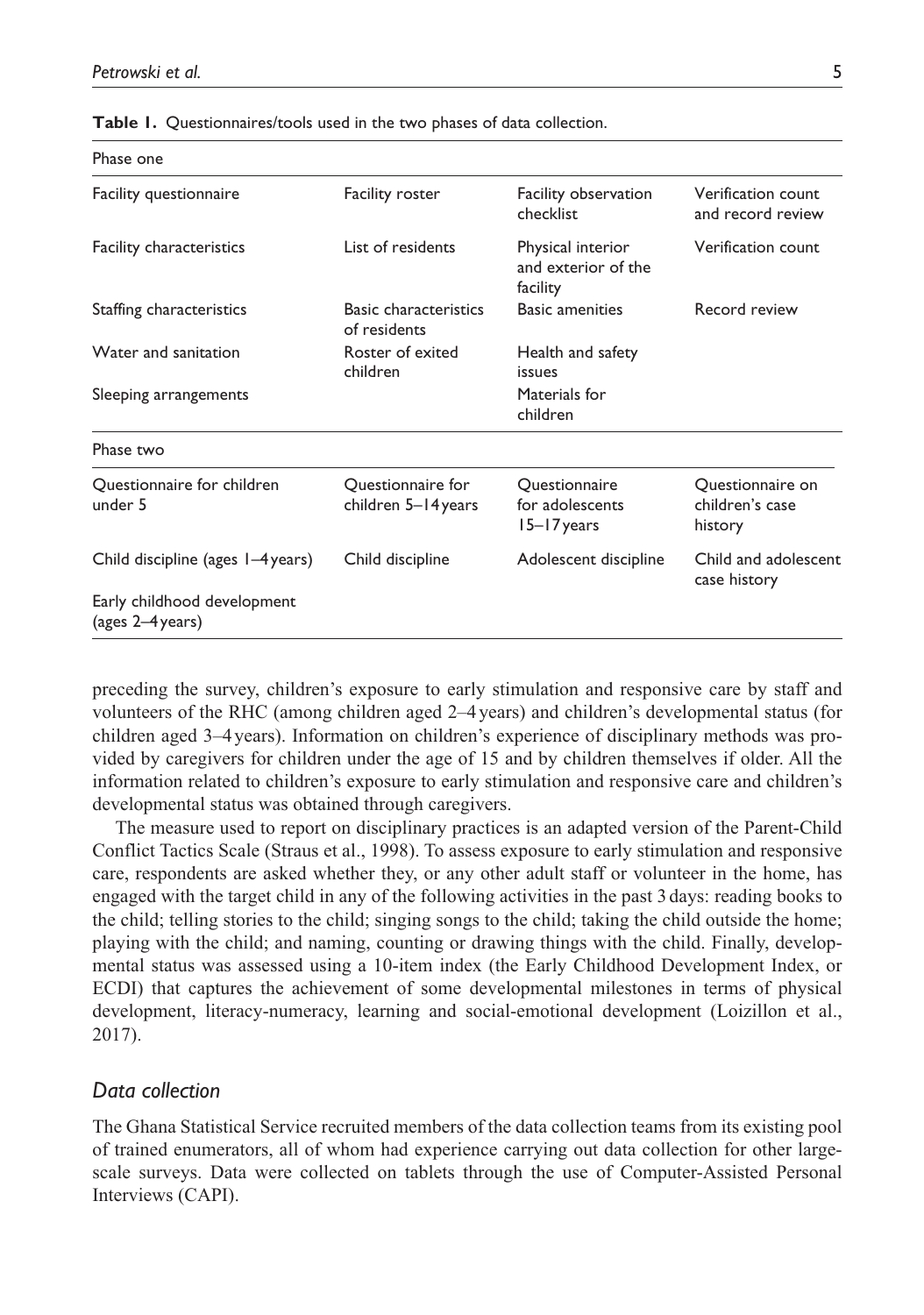**Table 1.** Questionnaires/tools used in the two phases of data collection.

| Phase one | | | |
|---|---|---|---|
| Facility questionnaire | Facility roster | Facility observation checklist | Verification count and record review |
| Facility characteristics | List of residents | Physical interior and exterior of the facility | Verification count |
| Staffing characteristics | Basic characteristics of residents | Basic amenities | Record review |
| Water and sanitation | Roster of exited children | Health and safety issues | |
| Sleeping arrangements | | Materials for children | |
| **Phase two** | | | |
| Questionnaire for children under 5 | Questionnaire for children 5–14 years | Questionnaire for adolescents 15–17 years | Questionnaire on children's case history |
| Child discipline (ages 1–4 years) | Child discipline | Adolescent discipline | Child and adolescent case history |
| Early childhood development (ages 2–4 years) | | | |

preceding the survey, children's exposure to early stimulation and responsive care by staff and volunteers of the RHC (among children aged 2–4 years) and children's developmental status (for children aged 3–4 years). Information on children's experience of disciplinary methods was provided by caregivers for children under the age of 15 and by children themselves if older. All the information related to children's exposure to early stimulation and responsive care and children's developmental status was obtained through caregivers.

The measure used to report on disciplinary practices is an adapted version of the Parent-Child Conflict Tactics Scale (Straus et al., 1998). To assess exposure to early stimulation and responsive care, respondents are asked whether they, or any other adult staff or volunteer in the home, has engaged with the target child in any of the following activities in the past 3 days: reading books to the child; telling stories to the child; singing songs to the child; taking the child outside the home; playing with the child; and naming, counting or drawing things with the child. Finally, developmental status was assessed using a 10-item index (the Early Childhood Development Index, or ECDI) that captures the achievement of some developmental milestones in terms of physical development, literacy-numeracy, learning and social-emotional development (Loizillon et al., 2017).

## *Data collection*

The Ghana Statistical Service recruited members of the data collection teams from its existing pool of trained enumerators, all of whom had experience carrying out data collection for other large-scale surveys. Data were collected on tablets through the use of Computer-Assisted Personal Interviews (CAPI).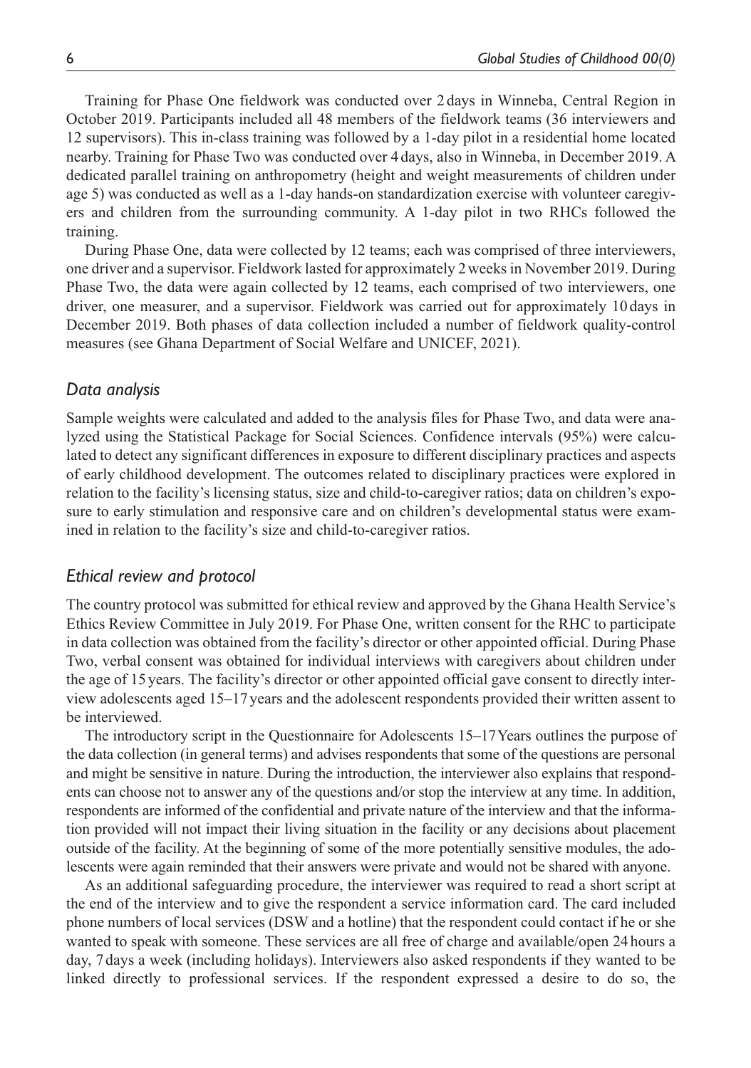Training for Phase One fieldwork was conducted over 2 days in Winneba, Central Region in October 2019. Participants included all 48 members of the fieldwork teams (36 interviewers and 12 supervisors). This in-class training was followed by a 1-day pilot in a residential home located nearby. Training for Phase Two was conducted over 4 days, also in Winneba, in December 2019. A dedicated parallel training on anthropometry (height and weight measurements of children under age 5) was conducted as well as a 1-day hands-on standardization exercise with volunteer caregivers and children from the surrounding community. A 1-day pilot in two RHCs followed the training.

During Phase One, data were collected by 12 teams; each was comprised of three interviewers, one driver and a supervisor. Fieldwork lasted for approximately 2 weeks in November 2019. During Phase Two, the data were again collected by 12 teams, each comprised of two interviewers, one driver, one measurer, and a supervisor. Fieldwork was carried out for approximately 10 days in December 2019. Both phases of data collection included a number of fieldwork quality-control measures (see Ghana Department of Social Welfare and UNICEF, 2021).

### *Data analysis*

Sample weights were calculated and added to the analysis files for Phase Two, and data were analyzed using the Statistical Package for Social Sciences. Confidence intervals (95%) were calculated to detect any significant differences in exposure to different disciplinary practices and aspects of early childhood development. The outcomes related to disciplinary practices were explored in relation to the facility's licensing status, size and child-to-caregiver ratios; data on children's exposure to early stimulation and responsive care and on children's developmental status were examined in relation to the facility's size and child-to-caregiver ratios.

### *Ethical review and protocol*

The country protocol was submitted for ethical review and approved by the Ghana Health Service's Ethics Review Committee in July 2019. For Phase One, written consent for the RHC to participate in data collection was obtained from the facility's director or other appointed official. During Phase Two, verbal consent was obtained for individual interviews with caregivers about children under the age of 15 years. The facility's director or other appointed official gave consent to directly interview adolescents aged 15–17 years and the adolescent respondents provided their written assent to be interviewed.

The introductory script in the Questionnaire for Adolescents 15–17 Years outlines the purpose of the data collection (in general terms) and advises respondents that some of the questions are personal and might be sensitive in nature. During the introduction, the interviewer also explains that respondents can choose not to answer any of the questions and/or stop the interview at any time. In addition, respondents are informed of the confidential and private nature of the interview and that the information provided will not impact their living situation in the facility or any decisions about placement outside of the facility. At the beginning of some of the more potentially sensitive modules, the adolescents were again reminded that their answers were private and would not be shared with anyone.

As an additional safeguarding procedure, the interviewer was required to read a short script at the end of the interview and to give the respondent a service information card. The card included phone numbers of local services (DSW and a hotline) that the respondent could contact if he or she wanted to speak with someone. These services are all free of charge and available/open 24 hours a day, 7 days a week (including holidays). Interviewers also asked respondents if they wanted to be linked directly to professional services. If the respondent expressed a desire to do so, the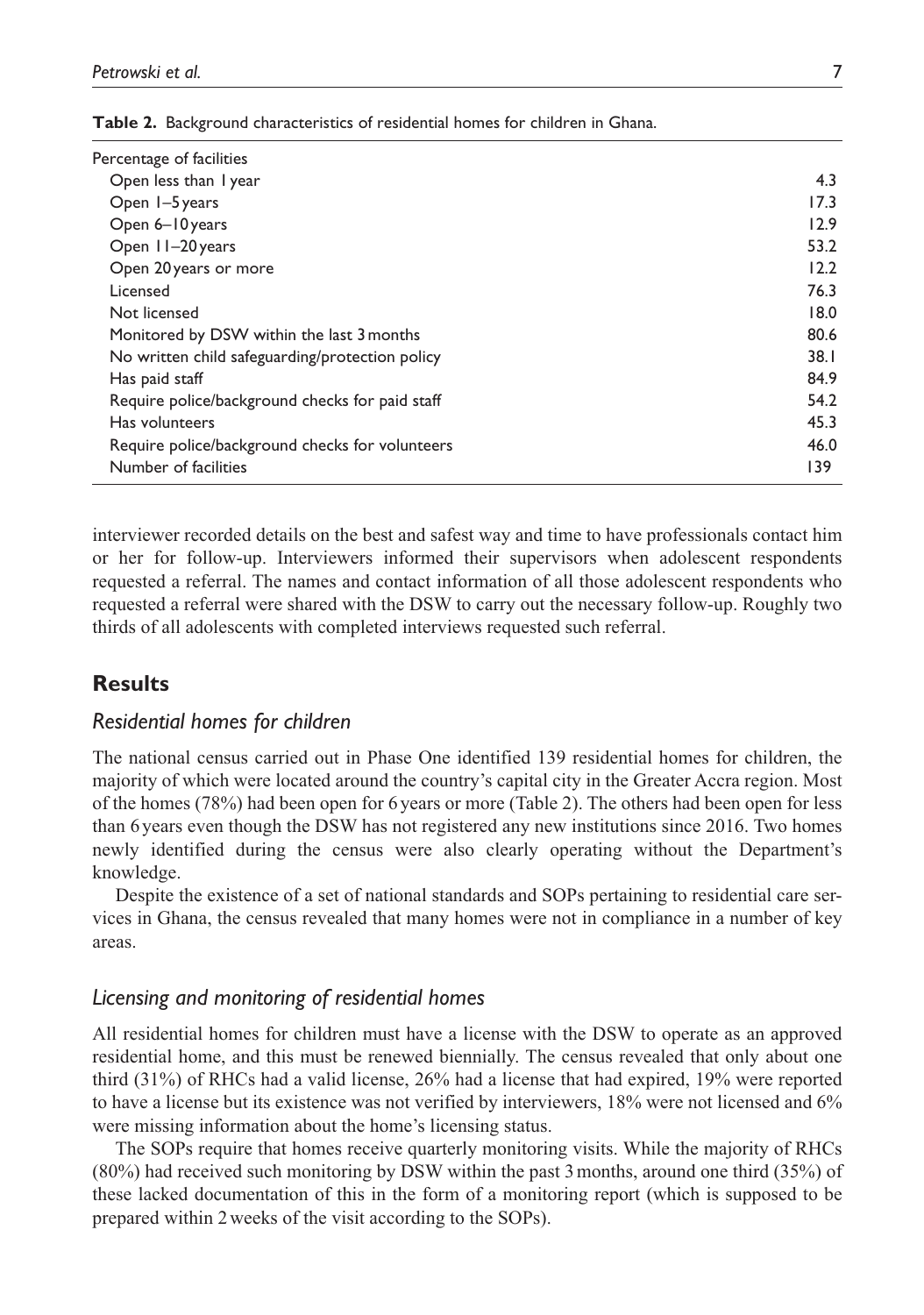**Table 2.** Background characteristics of residential homes for children in Ghana.

| Percentage of facilities | |
|---|---|
| Open less than 1 year | 4.3 |
| Open 1–5 years | 17.3 |
| Open 6–10 years | 12.9 |
| Open 11–20 years | 53.2 |
| Open 20 years or more | 12.2 |
| Licensed | 76.3 |
| Not licensed | 18.0 |
| Monitored by DSW within the last 3 months | 80.6 |
| No written child safeguarding/protection policy | 38.1 |
| Has paid staff | 84.9 |
| Require police/background checks for paid staff | 54.2 |
| Has volunteers | 45.3 |
| Require police/background checks for volunteers | 46.0 |
| Number of facilities | 139 |

interviewer recorded details on the best and safest way and time to have professionals contact him or her for follow-up. Interviewers informed their supervisors when adolescent respondents requested a referral. The names and contact information of all those adolescent respondents who requested a referral were shared with the DSW to carry out the necessary follow-up. Roughly two thirds of all adolescents with completed interviews requested such referral.

## Results

### *Residential homes for children*

The national census carried out in Phase One identified 139 residential homes for children, the majority of which were located around the country's capital city in the Greater Accra region. Most of the homes (78%) had been open for 6 years or more (Table 2). The others had been open for less than 6 years even though the DSW has not registered any new institutions since 2016. Two homes newly identified during the census were also clearly operating without the Department's knowledge.

Despite the existence of a set of national standards and SOPs pertaining to residential care services in Ghana, the census revealed that many homes were not in compliance in a number of key areas.

### *Licensing and monitoring of residential homes*

All residential homes for children must have a license with the DSW to operate as an approved residential home, and this must be renewed biennially. The census revealed that only about one third (31%) of RHCs had a valid license, 26% had a license that had expired, 19% were reported to have a license but its existence was not verified by interviewers, 18% were not licensed and 6% were missing information about the home's licensing status.

The SOPs require that homes receive quarterly monitoring visits. While the majority of RHCs (80%) had received such monitoring by DSW within the past 3 months, around one third (35%) of these lacked documentation of this in the form of a monitoring report (which is supposed to be prepared within 2 weeks of the visit according to the SOPs).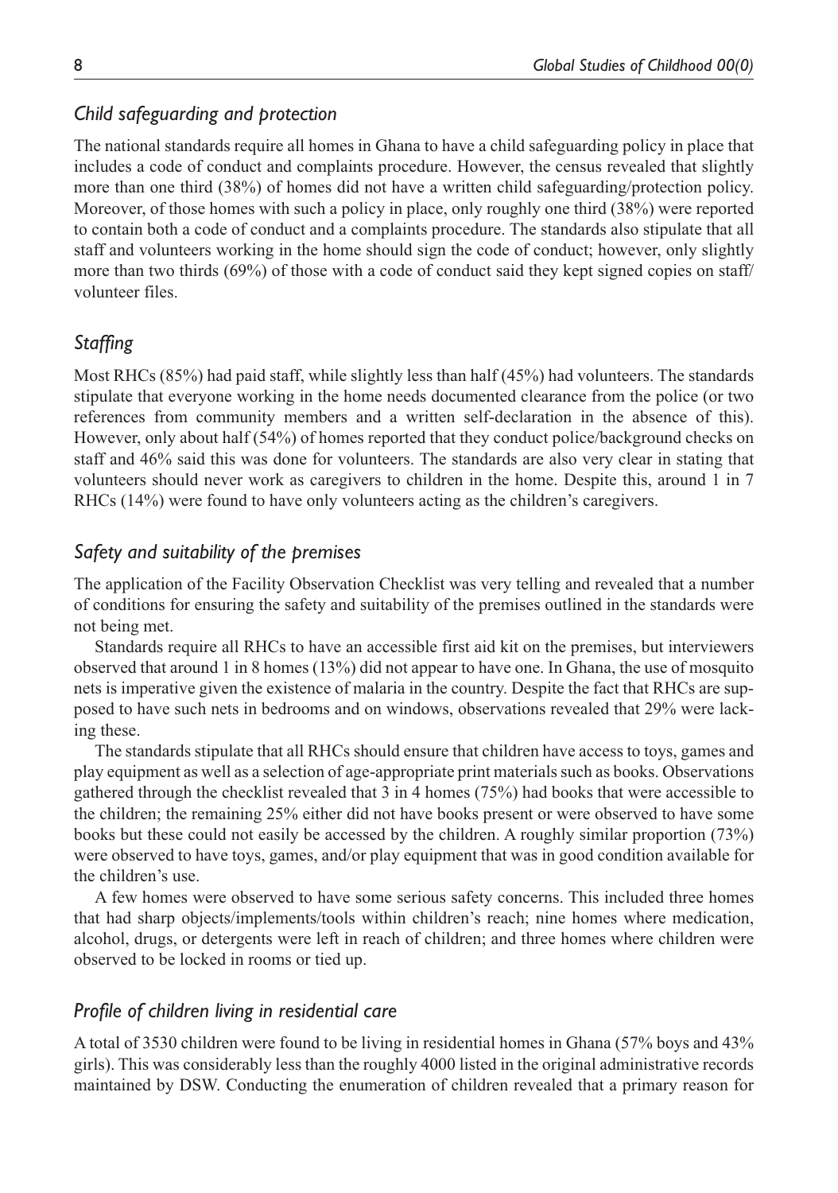### *Child safeguarding and protection*

The national standards require all homes in Ghana to have a child safeguarding policy in place that includes a code of conduct and complaints procedure. However, the census revealed that slightly more than one third (38%) of homes did not have a written child safeguarding/protection policy. Moreover, of those homes with such a policy in place, only roughly one third (38%) were reported to contain both a code of conduct and a complaints procedure. The standards also stipulate that all staff and volunteers working in the home should sign the code of conduct; however, only slightly more than two thirds (69%) of those with a code of conduct said they kept signed copies on staff/volunteer files.

### *Staffing*

Most RHCs (85%) had paid staff, while slightly less than half (45%) had volunteers. The standards stipulate that everyone working in the home needs documented clearance from the police (or two references from community members and a written self-declaration in the absence of this). However, only about half (54%) of homes reported that they conduct police/background checks on staff and 46% said this was done for volunteers. The standards are also very clear in stating that volunteers should never work as caregivers to children in the home. Despite this, around 1 in 7 RHCs (14%) were found to have only volunteers acting as the children's caregivers.

### *Safety and suitability of the premises*

The application of the Facility Observation Checklist was very telling and revealed that a number of conditions for ensuring the safety and suitability of the premises outlined in the standards were not being met.

Standards require all RHCs to have an accessible first aid kit on the premises, but interviewers observed that around 1 in 8 homes (13%) did not appear to have one. In Ghana, the use of mosquito nets is imperative given the existence of malaria in the country. Despite the fact that RHCs are supposed to have such nets in bedrooms and on windows, observations revealed that 29% were lacking these.

The standards stipulate that all RHCs should ensure that children have access to toys, games and play equipment as well as a selection of age-appropriate print materials such as books. Observations gathered through the checklist revealed that 3 in 4 homes (75%) had books that were accessible to the children; the remaining 25% either did not have books present or were observed to have some books but these could not easily be accessed by the children. A roughly similar proportion (73%) were observed to have toys, games, and/or play equipment that was in good condition available for the children's use.

A few homes were observed to have some serious safety concerns. This included three homes that had sharp objects/implements/tools within children's reach; nine homes where medication, alcohol, drugs, or detergents were left in reach of children; and three homes where children were observed to be locked in rooms or tied up.

### *Profile of children living in residential care*

A total of 3530 children were found to be living in residential homes in Ghana (57% boys and 43% girls). This was considerably less than the roughly 4000 listed in the original administrative records maintained by DSW. Conducting the enumeration of children revealed that a primary reason for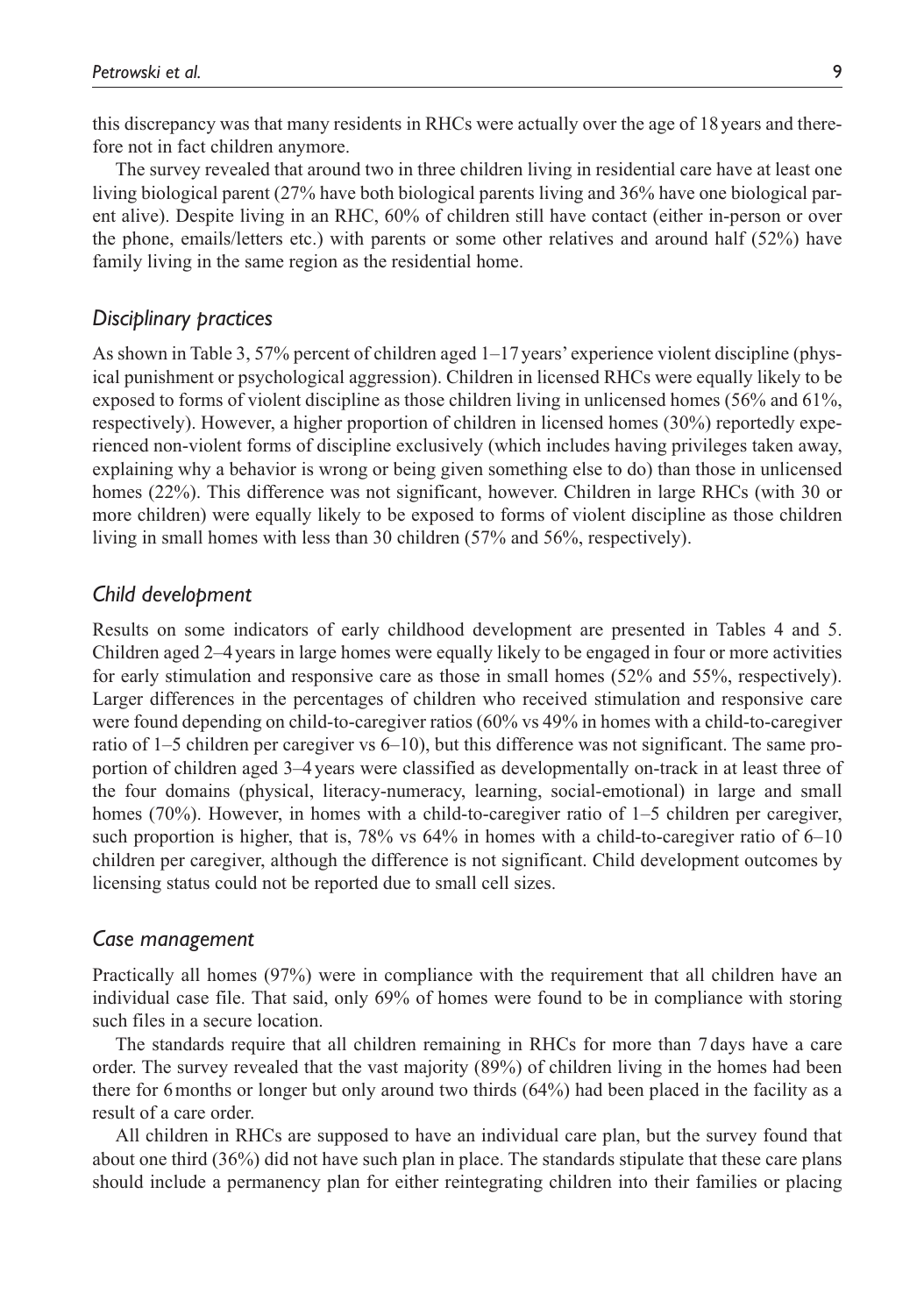this discrepancy was that many residents in RHCs were actually over the age of 18 years and therefore not in fact children anymore.

The survey revealed that around two in three children living in residential care have at least one living biological parent (27% have both biological parents living and 36% have one biological parent alive). Despite living in an RHC, 60% of children still have contact (either in-person or over the phone, emails/letters etc.) with parents or some other relatives and around half (52%) have family living in the same region as the residential home.

### *Disciplinary practices*

As shown in Table 3, 57% percent of children aged 1–17 years' experience violent discipline (physical punishment or psychological aggression). Children in licensed RHCs were equally likely to be exposed to forms of violent discipline as those children living in unlicensed homes (56% and 61%, respectively). However, a higher proportion of children in licensed homes (30%) reportedly experienced non-violent forms of discipline exclusively (which includes having privileges taken away, explaining why a behavior is wrong or being given something else to do) than those in unlicensed homes (22%). This difference was not significant, however. Children in large RHCs (with 30 or more children) were equally likely to be exposed to forms of violent discipline as those children living in small homes with less than 30 children (57% and 56%, respectively).

### *Child development*

Results on some indicators of early childhood development are presented in Tables 4 and 5. Children aged 2–4 years in large homes were equally likely to be engaged in four or more activities for early stimulation and responsive care as those in small homes (52% and 55%, respectively). Larger differences in the percentages of children who received stimulation and responsive care were found depending on child-to-caregiver ratios (60% vs 49% in homes with a child-to-caregiver ratio of 1–5 children per caregiver vs 6–10), but this difference was not significant. The same proportion of children aged 3–4 years were classified as developmentally on-track in at least three of the four domains (physical, literacy-numeracy, learning, social-emotional) in large and small homes (70%). However, in homes with a child-to-caregiver ratio of 1–5 children per caregiver, such proportion is higher, that is, 78% vs 64% in homes with a child-to-caregiver ratio of 6–10 children per caregiver, although the difference is not significant. Child development outcomes by licensing status could not be reported due to small cell sizes.

### *Case management*

Practically all homes (97%) were in compliance with the requirement that all children have an individual case file. That said, only 69% of homes were found to be in compliance with storing such files in a secure location.

The standards require that all children remaining in RHCs for more than 7 days have a care order. The survey revealed that the vast majority (89%) of children living in the homes had been there for 6 months or longer but only around two thirds (64%) had been placed in the facility as a result of a care order.

All children in RHCs are supposed to have an individual care plan, but the survey found that about one third (36%) did not have such plan in place. The standards stipulate that these care plans should include a permanency plan for either reintegrating children into their families or placing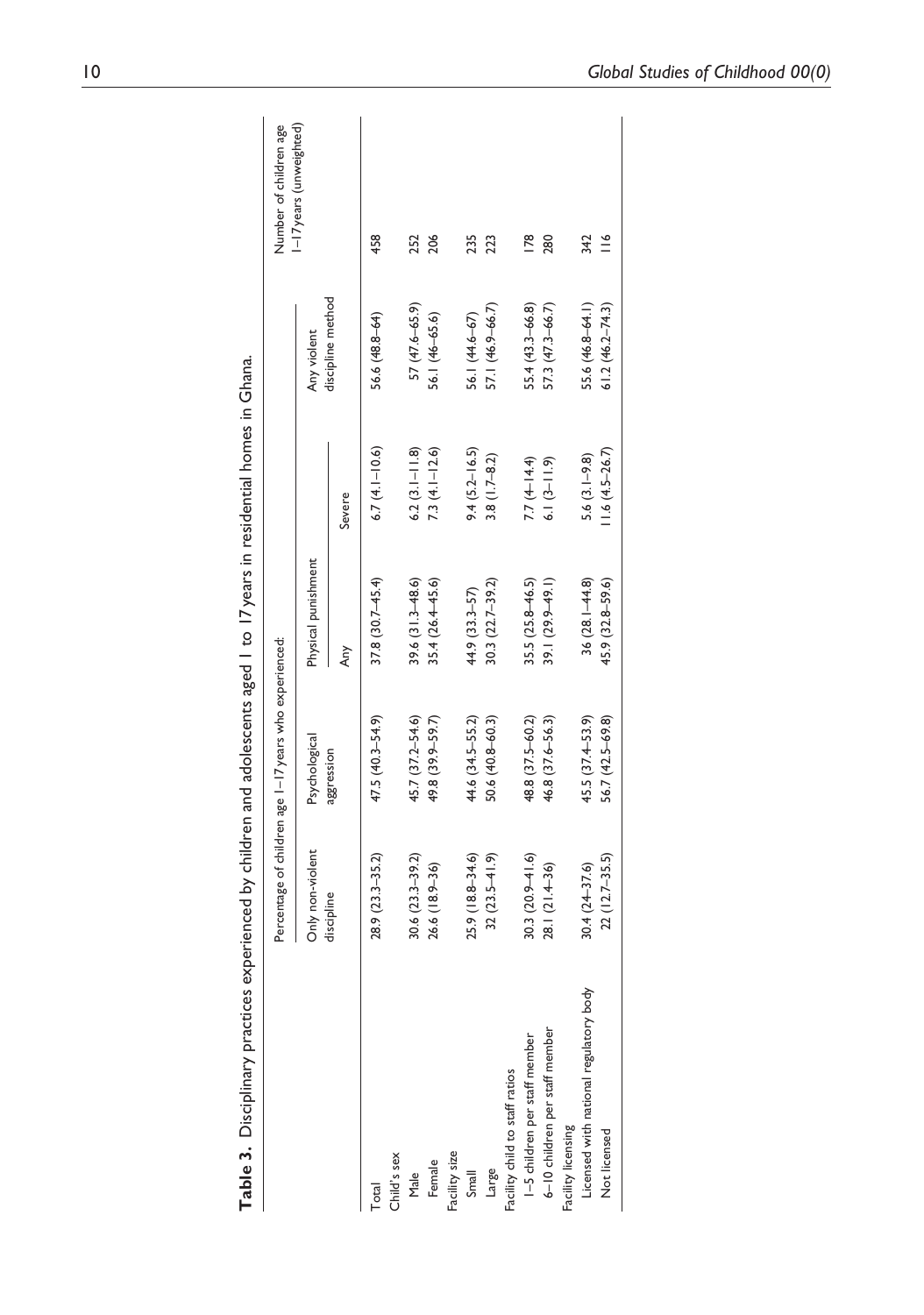**Table 3.** Disciplinary practices experienced by children and adolescents aged 1 to 17 years in residential homes in Ghana.

| | Percentage of children age 1–17 years who experienced: | | | | | Number of children age 1–17 years (unweighted) |
|---|---|---|---|---|---|---|
| | Only non-violent discipline | Psychological aggression | Physical punishment | | Any violent discipline method | |
| | | | Any | Severe | | |
| Total | 28.9 (23.3–35.2) | 47.5 (40.3–54.9) | 37.8 (30.7–45.4) | 6.7 (4.1–10.6) | 56.6 (48.8–64) | 458 |
| Child's sex | | | | | | |
| Male | 30.6 (23.3–39.2) | 45.7 (37.2–54.6) | 39.6 (31.3–48.6) | 6.2 (3.1–11.8) | 57 (47.6–65.9) | 252 |
| Female | 26.6 (18.9–36) | 49.8 (39.9–59.7) | 35.4 (26.4–45.6) | 7.3 (4.1–12.6) | 56.1 (46–65.6) | 206 |
| Facility size | | | | | | |
| Small | 25.9 (18.8–34.6) | 44.6 (34.5–55.2) | 44.9 (33.3–57) | 9.4 (5.2–16.5) | 56.1 (44.6–67) | 235 |
| Large | 32 (23.5–41.9) | 50.6 (40.8–60.3) | 30.3 (22.7–39.2) | 3.8 (1.7–8.2) | 57.1 (46.9–66.7) | 223 |
| Facility child to staff ratios | | | | | | |
| 1–5 children per staff member | 30.3 (20.9–41.6) | 48.8 (37.5–60.2) | 35.5 (25.8–46.5) | 7.7 (4–14.4) | 55.4 (43.3–66.8) | 178 |
| 6–10 children per staff member | 28.1 (21.4–36) | 46.8 (37.6–56.3) | 39.1 (29.9–49.1) | 6.1 (3–11.9) | 57.3 (47.3–66.7) | 280 |
| Facility licensing | | | | | | |
| Licensed with national regulatory body | 30.4 (24–37.6) | 45.5 (37.4–53.9) | 36 (28.1–44.8) | 5.6 (3.1–9.8) | 55.6 (46.8–64.1) | 342 |
| Not licensed | 22 (12.7–35.5) | 56.7 (42.5–69.8) | 45.9 (32.8–59.6) | 11.6 (4.5–26.7) | 61.2 (46.2–74.3) | 116 |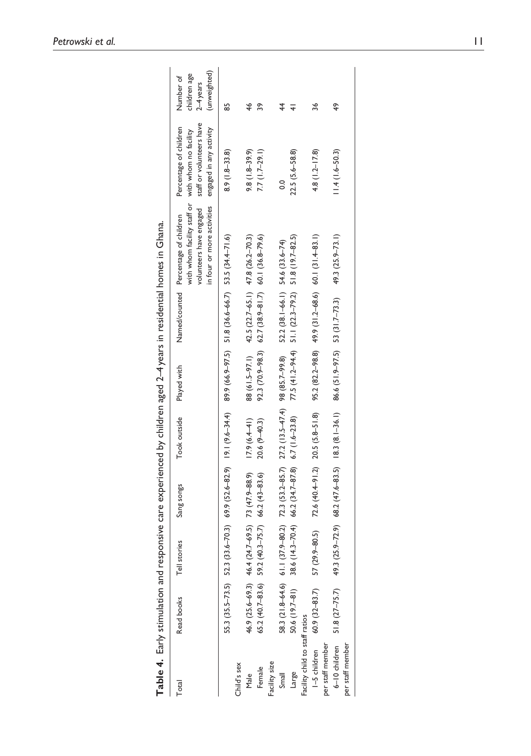**Table 4.** Early stimulation and responsive care experienced by children aged 2–4 years in residential homes in Ghana.

| Total | Read books | Tell stories | Sang songs | Took outside | Played with | Named/counted | Percentage of children with whom facility staff or volunteers have engaged in four or more activities | Percentage of children with whom no facility staff or volunteers have engaged in any activity | Number of children age 2–4 years (unweighted) |
|---|---|---|---|---|---|---|---|---|---|
| | 55.3 (35.5–73.5) | 52.3 (33.6–70.3) | 69.9 (52.6–82.9) | 19.1 (9.6–34.4) | 89.9 (66.9–97.5) | 51.8 (36.6–66.7) | 53.5 (34.4–71.6) | 8.9 (1.8–33.8) | 85 |
| Child's sex | | | | | | | | | |
| Male | 46.9 (25.6–69.3) | 46.4 (24.7–69.5) | 73 (47.9–88.9) | 17.9 (6.4–41) | 88 (61.5–97.1) | 42.5 (22.7–65.1) | 47.8 (26.2–70.3) | 9.8 (1.8–39.9) | 46 |
| Female | 65.2 (40.7–83.6) | 59.2 (40.3–75.7) | 66.2 (43–83.6) | 20.6 (9–40.3) | 92.3 (70.9–98.3) | 62.7 (38.9–81.7) | 60.1 (36.8–79.6) | 7.7 (1.7–29.1) | 39 |
| Facility size | | | | | | | | | |
| Small | 58.3 (21.8–64.6) | 61.1 (37.9–80.2) | 72.3 (53.2–85.7) | 27.2 (13.5–47.4) | 98 (85.7–99.8) | 52.2 (38.1–66.1) | 54.6 (33.6–74) | 0.0 | 44 |
| Large | 50.6 (19.7–81) | 38.6 (14.3–70.4) | 66.2 (34.7–87.8) | 6.7 (1.6–23.8) | 77.5 (41.2–94.4) | 51.1 (22.3–79.2) | 51.8 (19.7–82.5) | 22.5 (5.6–58.8) | 41 |
| Facility child to staff ratios | | | | | | | | | |
| 1–5 children per staff member | 60.9 (32–83.7) | 57 (29.9–80.5) | 72.6 (40.4–91.2) | 20.5 (5.8–51.8) | 95.2 (82.2–98.8) | 49.9 (31.2–68.6) | 60.1 (31.4–83.1) | 4.8 (1.2–17.8) | 36 |
| 6–10 children per staff member | 51.8 (27–75.7) | 49.3 (25.9–72.9) | 68.2 (47.6–83.5) | 18.3 (8.1–36.1) | 86.6 (51.9–97.5) | 53 (31.7–73.3) | 49.3 (25.9–73.1) | 11.4 (1.6–50.3) | 49 |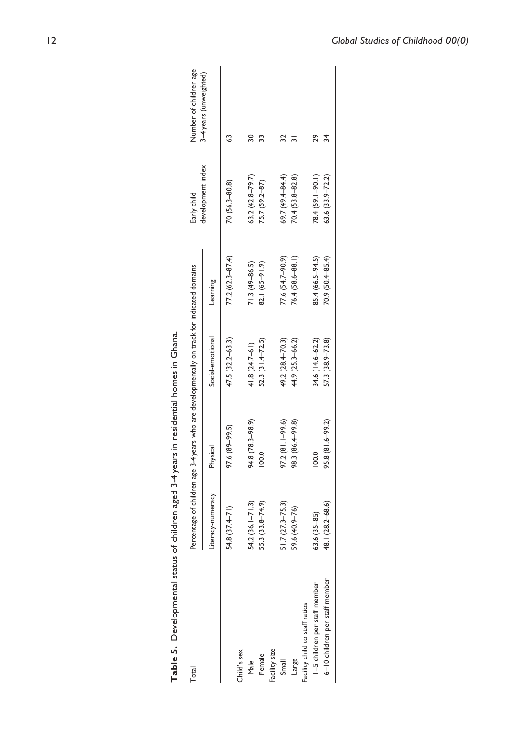**Table 5.** Developmental status of children aged 3-4 years in residential homes in Ghana.

| Total | Percentage of children age 3-4 years who are developmentally on track for indicated domains | | | | Early child development index | Number of children age 3–4 years (unweighted) |
|---|---|---|---|---|---|---|
| | Literacy-numeracy | Physical | Social-emotional | Learning | | |
| | 54.8 (37.4–71) | 97.6 (89–99.5) | 47.5 (32.2–63.3) | 77.2 (62.3–87.4) | 70 (56.3–80.8) | 63 |
| Child's sex | | | | | | |
| Male | 54.2 (36.1–71.3) | 94.8 (78.3–98.9) | 41.8 (24.7–61) | 71.3 (49–86.5) | 63.2 (42.8–79.7) | 30 |
| Female | 55.3 (33.8–74.9) | 100.0 | 52.3 (31.4–72.5) | 82.1 (65–91.9) | 75.7 (59.2–87) | 33 |
| Facility size | | | | | | |
| Small | 51.7 (27.3–75.3) | 97.2 (81.1–99.6) | 49.2 (28.4–70.3) | 77.6 (54.7–90.9) | 69.7 (49.4–84.4) | 32 |
| Large | 59.6 (40.9–76) | 98.3 (86.4–99.8) | 44.9 (25.3–66.2) | 76.4 (58.6–88.1) | 70.4 (53.8–82.8) | 31 |
| Facility child to staff ratios | | | | | | |
| 1–5 children per staff member | 63.6 (35–85) | 100.0 | 34.6 (14.6–62.2) | 85.4 (66.5–94.5) | 78.4 (59.1–90.1) | 29 |
| 6–10 children per staff member | 48.1 (28.2–68.6) | 95.8 (81.6–99.2) | 57.3 (38.9–73.8) | 70.9 (50.4–85.4) | 63.6 (33.9–72.2) | 34 |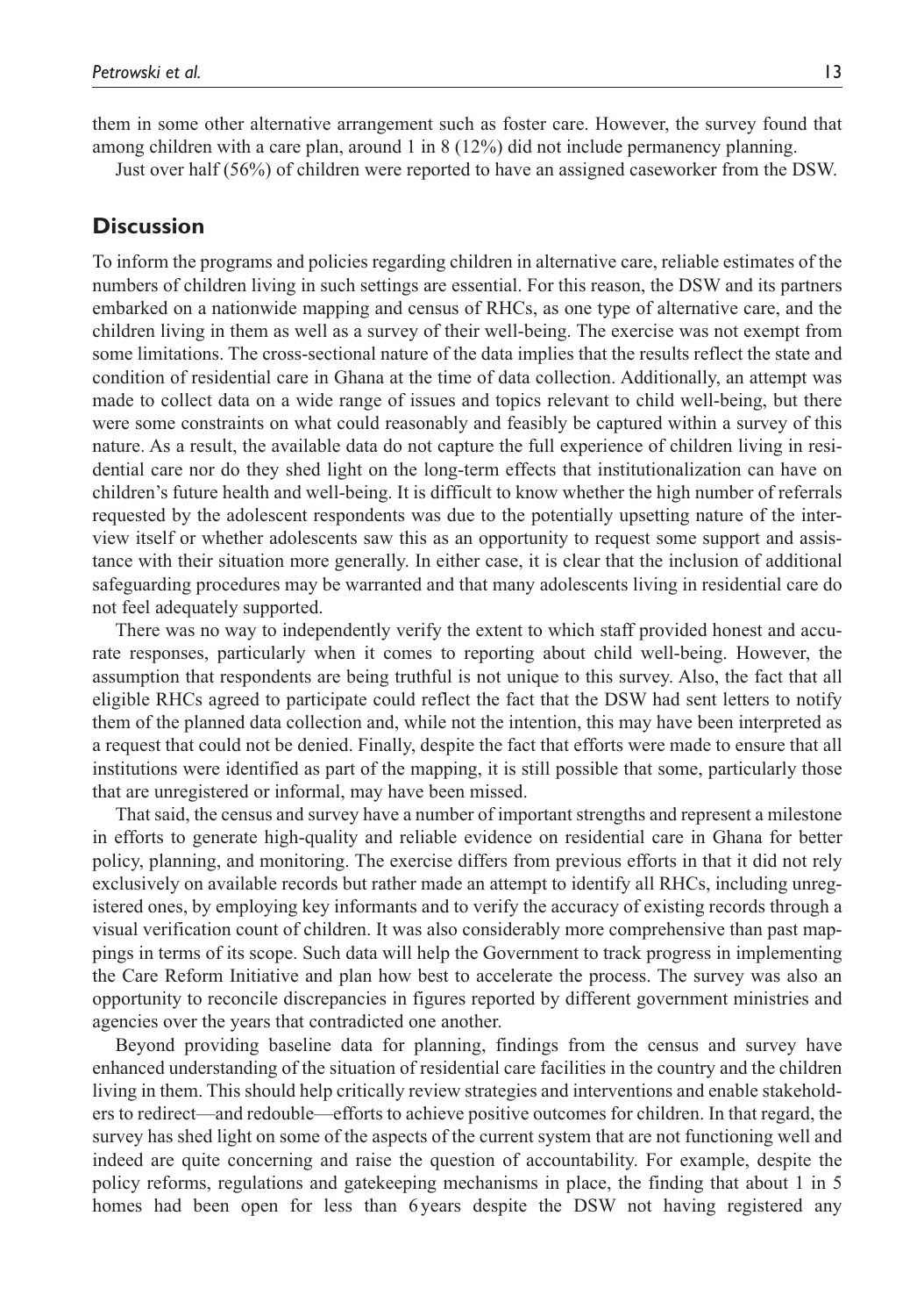them in some other alternative arrangement such as foster care. However, the survey found that among children with a care plan, around 1 in 8 (12%) did not include permanency planning.

Just over half (56%) of children were reported to have an assigned caseworker from the DSW.

## Discussion

To inform the programs and policies regarding children in alternative care, reliable estimates of the numbers of children living in such settings are essential. For this reason, the DSW and its partners embarked on a nationwide mapping and census of RHCs, as one type of alternative care, and the children living in them as well as a survey of their well-being. The exercise was not exempt from some limitations. The cross-sectional nature of the data implies that the results reflect the state and condition of residential care in Ghana at the time of data collection. Additionally, an attempt was made to collect data on a wide range of issues and topics relevant to child well-being, but there were some constraints on what could reasonably and feasibly be captured within a survey of this nature. As a result, the available data do not capture the full experience of children living in residential care nor do they shed light on the long-term effects that institutionalization can have on children's future health and well-being. It is difficult to know whether the high number of referrals requested by the adolescent respondents was due to the potentially upsetting nature of the interview itself or whether adolescents saw this as an opportunity to request some support and assistance with their situation more generally. In either case, it is clear that the inclusion of additional safeguarding procedures may be warranted and that many adolescents living in residential care do not feel adequately supported.

There was no way to independently verify the extent to which staff provided honest and accurate responses, particularly when it comes to reporting about child well-being. However, the assumption that respondents are being truthful is not unique to this survey. Also, the fact that all eligible RHCs agreed to participate could reflect the fact that the DSW had sent letters to notify them of the planned data collection and, while not the intention, this may have been interpreted as a request that could not be denied. Finally, despite the fact that efforts were made to ensure that all institutions were identified as part of the mapping, it is still possible that some, particularly those that are unregistered or informal, may have been missed.

That said, the census and survey have a number of important strengths and represent a milestone in efforts to generate high-quality and reliable evidence on residential care in Ghana for better policy, planning, and monitoring. The exercise differs from previous efforts in that it did not rely exclusively on available records but rather made an attempt to identify all RHCs, including unregistered ones, by employing key informants and to verify the accuracy of existing records through a visual verification count of children. It was also considerably more comprehensive than past mappings in terms of its scope. Such data will help the Government to track progress in implementing the Care Reform Initiative and plan how best to accelerate the process. The survey was also an opportunity to reconcile discrepancies in figures reported by different government ministries and agencies over the years that contradicted one another.

Beyond providing baseline data for planning, findings from the census and survey have enhanced understanding of the situation of residential care facilities in the country and the children living in them. This should help critically review strategies and interventions and enable stakeholders to redirect—and redouble—efforts to achieve positive outcomes for children. In that regard, the survey has shed light on some of the aspects of the current system that are not functioning well and indeed are quite concerning and raise the question of accountability. For example, despite the policy reforms, regulations and gatekeeping mechanisms in place, the finding that about 1 in 5 homes had been open for less than 6 years despite the DSW not having registered any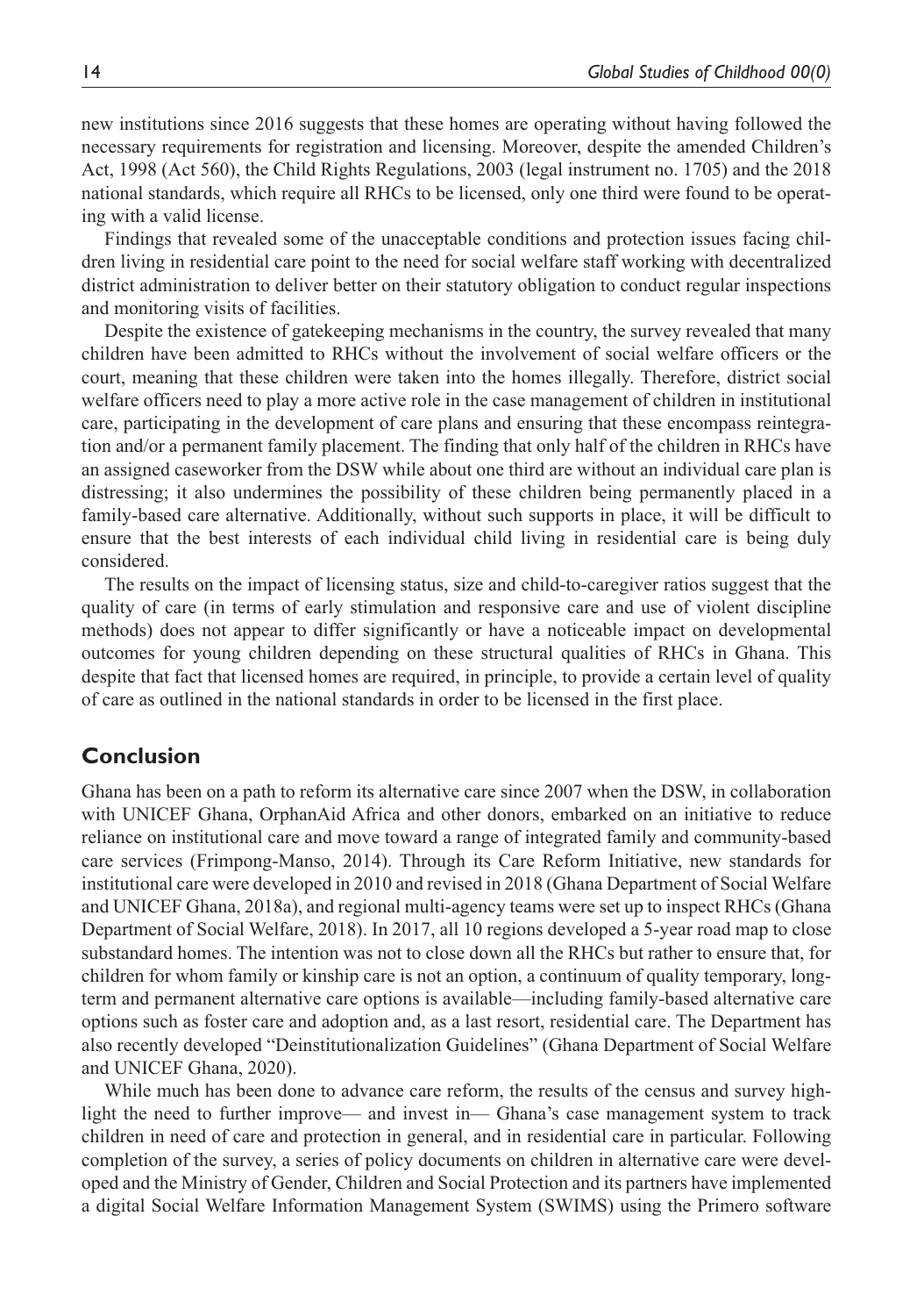new institutions since 2016 suggests that these homes are operating without having followed the necessary requirements for registration and licensing. Moreover, despite the amended Children's Act, 1998 (Act 560), the Child Rights Regulations, 2003 (legal instrument no. 1705) and the 2018 national standards, which require all RHCs to be licensed, only one third were found to be operating with a valid license.

Findings that revealed some of the unacceptable conditions and protection issues facing children living in residential care point to the need for social welfare staff working with decentralized district administration to deliver better on their statutory obligation to conduct regular inspections and monitoring visits of facilities.

Despite the existence of gatekeeping mechanisms in the country, the survey revealed that many children have been admitted to RHCs without the involvement of social welfare officers or the court, meaning that these children were taken into the homes illegally. Therefore, district social welfare officers need to play a more active role in the case management of children in institutional care, participating in the development of care plans and ensuring that these encompass reintegration and/or a permanent family placement. The finding that only half of the children in RHCs have an assigned caseworker from the DSW while about one third are without an individual care plan is distressing; it also undermines the possibility of these children being permanently placed in a family-based care alternative. Additionally, without such supports in place, it will be difficult to ensure that the best interests of each individual child living in residential care is being duly considered.

The results on the impact of licensing status, size and child-to-caregiver ratios suggest that the quality of care (in terms of early stimulation and responsive care and use of violent discipline methods) does not appear to differ significantly or have a noticeable impact on developmental outcomes for young children depending on these structural qualities of RHCs in Ghana. This despite that fact that licensed homes are required, in principle, to provide a certain level of quality of care as outlined in the national standards in order to be licensed in the first place.

## Conclusion

Ghana has been on a path to reform its alternative care since 2007 when the DSW, in collaboration with UNICEF Ghana, OrphanAid Africa and other donors, embarked on an initiative to reduce reliance on institutional care and move toward a range of integrated family and community-based care services (Frimpong-Manso, 2014). Through its Care Reform Initiative, new standards for institutional care were developed in 2010 and revised in 2018 (Ghana Department of Social Welfare and UNICEF Ghana, 2018a), and regional multi-agency teams were set up to inspect RHCs (Ghana Department of Social Welfare, 2018). In 2017, all 10 regions developed a 5-year road map to close substandard homes. The intention was not to close down all the RHCs but rather to ensure that, for children for whom family or kinship care is not an option, a continuum of quality temporary, long-term and permanent alternative care options is available—including family-based alternative care options such as foster care and adoption and, as a last resort, residential care. The Department has also recently developed "Deinstitutionalization Guidelines" (Ghana Department of Social Welfare and UNICEF Ghana, 2020).

While much has been done to advance care reform, the results of the census and survey highlight the need to further improve— and invest in— Ghana's case management system to track children in need of care and protection in general, and in residential care in particular. Following completion of the survey, a series of policy documents on children in alternative care were developed and the Ministry of Gender, Children and Social Protection and its partners have implemented a digital Social Welfare Information Management System (SWIMS) using the Primero software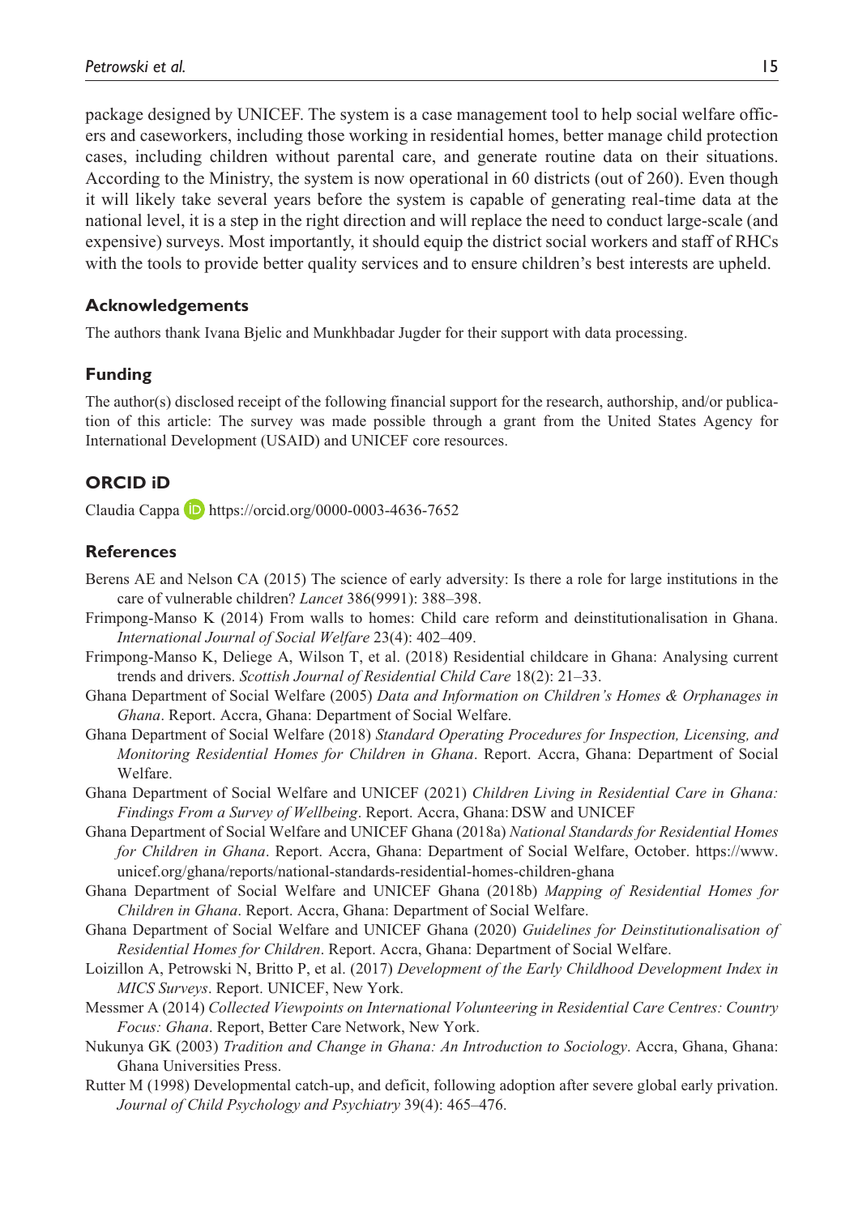package designed by UNICEF. The system is a case management tool to help social welfare officers and caseworkers, including those working in residential homes, better manage child protection cases, including children without parental care, and generate routine data on their situations. According to the Ministry, the system is now operational in 60 districts (out of 260). Even though it will likely take several years before the system is capable of generating real-time data at the national level, it is a step in the right direction and will replace the need to conduct large-scale (and expensive) surveys. Most importantly, it should equip the district social workers and staff of RHCs with the tools to provide better quality services and to ensure children's best interests are upheld.

## Acknowledgements

The authors thank Ivana Bjelic and Munkhbadar Jugder for their support with data processing.

## Funding

The author(s) disclosed receipt of the following financial support for the research, authorship, and/or publication of this article: The survey was made possible through a grant from the United States Agency for International Development (USAID) and UNICEF core resources.

## ORCID iD

Claudia Cappa https://orcid.org/0000-0003-4636-7652

## References

Berens AE and Nelson CA (2015) The science of early adversity: Is there a role for large institutions in the care of vulnerable children? *Lancet* 386(9991): 388–398.

Frimpong-Manso K (2014) From walls to homes: Child care reform and deinstitutionalisation in Ghana. *International Journal of Social Welfare* 23(4): 402–409.

Frimpong-Manso K, Deliege A, Wilson T, et al. (2018) Residential childcare in Ghana: Analysing current trends and drivers. *Scottish Journal of Residential Child Care* 18(2): 21–33.

Ghana Department of Social Welfare (2005) *Data and Information on Children's Homes & Orphanages in Ghana*. Report. Accra, Ghana: Department of Social Welfare.

Ghana Department of Social Welfare (2018) *Standard Operating Procedures for Inspection, Licensing, and Monitoring Residential Homes for Children in Ghana*. Report. Accra, Ghana: Department of Social Welfare.

Ghana Department of Social Welfare and UNICEF (2021) *Children Living in Residential Care in Ghana: Findings From a Survey of Wellbeing*. Report. Accra, Ghana: DSW and UNICEF

Ghana Department of Social Welfare and UNICEF Ghana (2018a) *National Standards for Residential Homes for Children in Ghana*. Report. Accra, Ghana: Department of Social Welfare, October. https://www.unicef.org/ghana/reports/national-standards-residential-homes-children-ghana

Ghana Department of Social Welfare and UNICEF Ghana (2018b) *Mapping of Residential Homes for Children in Ghana*. Report. Accra, Ghana: Department of Social Welfare.

Ghana Department of Social Welfare and UNICEF Ghana (2020) *Guidelines for Deinstitutionalisation of Residential Homes for Children*. Report. Accra, Ghana: Department of Social Welfare.

Loizillon A, Petrowski N, Britto P, et al. (2017) *Development of the Early Childhood Development Index in MICS Surveys*. Report. UNICEF, New York.

Messmer A (2014) *Collected Viewpoints on International Volunteering in Residential Care Centres: Country Focus: Ghana*. Report, Better Care Network, New York.

Nukunya GK (2003) *Tradition and Change in Ghana: An Introduction to Sociology*. Accra, Ghana, Ghana: Ghana Universities Press.

Rutter M (1998) Developmental catch-up, and deficit, following adoption after severe global early privation. *Journal of Child Psychology and Psychiatry* 39(4): 465–476.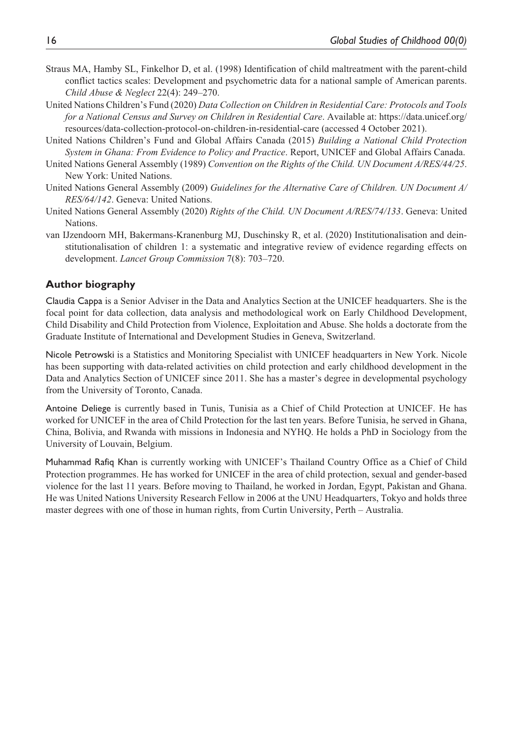Straus MA, Hamby SL, Finkelhor D, et al. (1998) Identification of child maltreatment with the parent-child conflict tactics scales: Development and psychometric data for a national sample of American parents. *Child Abuse & Neglect* 22(4): 249–270.

United Nations Children's Fund (2020) *Data Collection on Children in Residential Care: Protocols and Tools for a National Census and Survey on Children in Residential Care*. Available at: https://data.unicef.org/resources/data-collection-protocol-on-children-in-residential-care (accessed 4 October 2021).

United Nations Children's Fund and Global Affairs Canada (2015) *Building a National Child Protection System in Ghana: From Evidence to Policy and Practice*. Report, UNICEF and Global Affairs Canada.

United Nations General Assembly (1989) *Convention on the Rights of the Child. UN Document A/RES/44/25*. New York: United Nations.

United Nations General Assembly (2009) *Guidelines for the Alternative Care of Children. UN Document A/RES/64/142*. Geneva: United Nations.

United Nations General Assembly (2020) *Rights of the Child. UN Document A/RES/74/133*. Geneva: United Nations.

van IJzendoorn MH, Bakermans-Kranenburg MJ, Duschinsky R, et al. (2020) Institutionalisation and deinstitutionalisation of children 1: a systematic and integrative review of evidence regarding effects on development. *Lancet Group Commission* 7(8): 703–720.

## Author biography

Claudia Cappa is a Senior Adviser in the Data and Analytics Section at the UNICEF headquarters. She is the focal point for data collection, data analysis and methodological work on Early Childhood Development, Child Disability and Child Protection from Violence, Exploitation and Abuse. She holds a doctorate from the Graduate Institute of International and Development Studies in Geneva, Switzerland.

Nicole Petrowski is a Statistics and Monitoring Specialist with UNICEF headquarters in New York. Nicole has been supporting with data-related activities on child protection and early childhood development in the Data and Analytics Section of UNICEF since 2011. She has a master's degree in developmental psychology from the University of Toronto, Canada.

Antoine Deliege is currently based in Tunis, Tunisia as a Chief of Child Protection at UNICEF. He has worked for UNICEF in the area of Child Protection for the last ten years. Before Tunisia, he served in Ghana, China, Bolivia, and Rwanda with missions in Indonesia and NYHQ. He holds a PhD in Sociology from the University of Louvain, Belgium.

Muhammad Rafiq Khan is currently working with UNICEF's Thailand Country Office as a Chief of Child Protection programmes. He has worked for UNICEF in the area of child protection, sexual and gender-based violence for the last 11 years. Before moving to Thailand, he worked in Jordan, Egypt, Pakistan and Ghana. He was United Nations University Research Fellow in 2006 at the UNU Headquarters, Tokyo and holds three master degrees with one of those in human rights, from Curtin University, Perth – Australia.